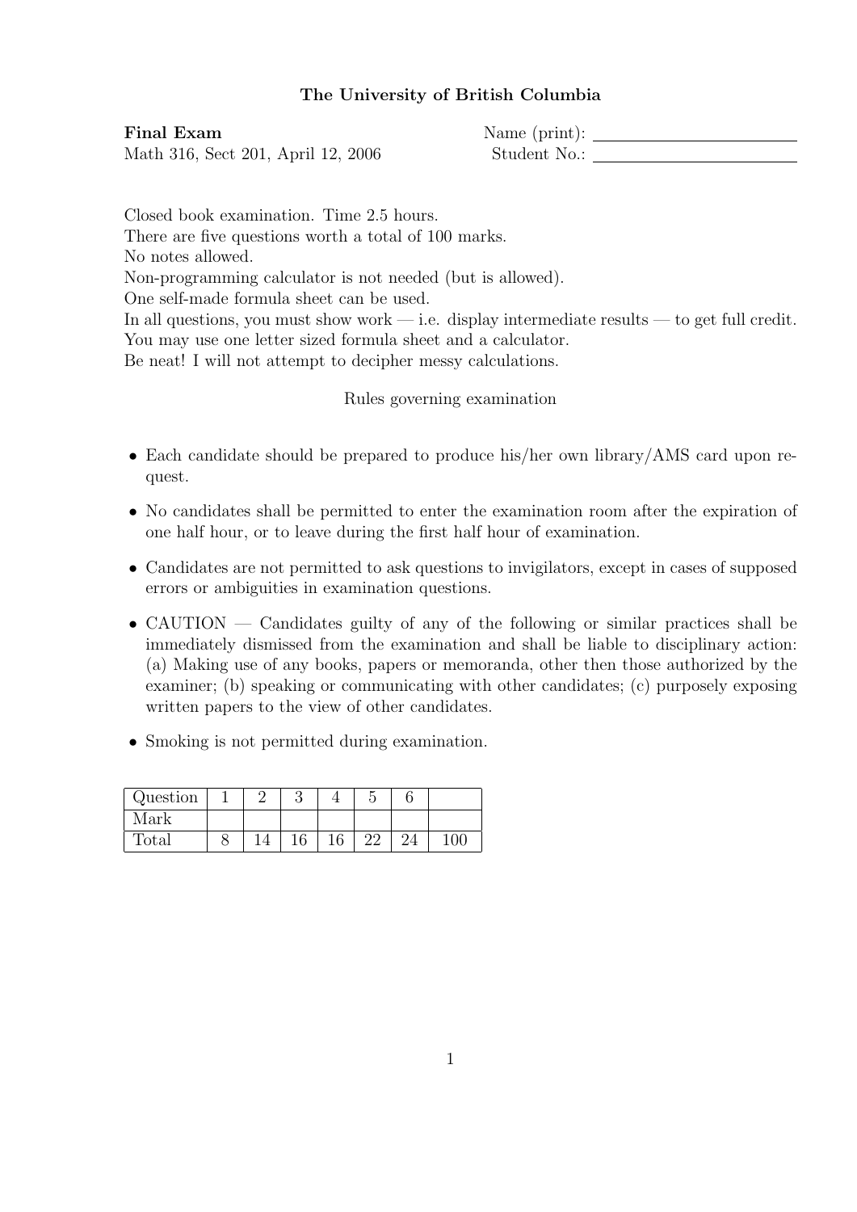**The University of British Columbia**

**Final Exam**
Math 316, Sect 201, April 12, 2006

Name (print): ______________________
Student No.: ______________________

Closed book examination. Time 2.5 hours.
There are five questions worth a total of 100 marks.
No notes allowed.
Non-programming calculator is not needed (but is allowed).
One self-made formula sheet can be used.
In all questions, you must show work — i.e. display intermediate results — to get full credit.
You may use one letter sized formula sheet and a calculator.
Be neat! I will not attempt to decipher messy calculations.

Rules governing examination

- Each candidate should be prepared to produce his/her own library/AMS card upon request.
- No candidates shall be permitted to enter the examination room after the expiration of one half hour, or to leave during the first half hour of examination.
- Candidates are not permitted to ask questions to invigilators, except in cases of supposed errors or ambiguities in examination questions.
- CAUTION — Candidates guilty of any of the following or similar practices shall be immediately dismissed from the examination and shall be liable to disciplinary action: (a) Making use of any books, papers or memoranda, other then those authorized by the examiner; (b) speaking or communicating with other candidates; (c) purposely exposing written papers to the view of other candidates.
- Smoking is not permitted during examination.

| Question | 1 | 2 | 3 | 4 | 5 | 6 | |
|---|---|---|---|---|---|---|---|
| Mark | | | | | | | |
| Total | 8 | 14 | 16 | 16 | 22 | 24 | 100 |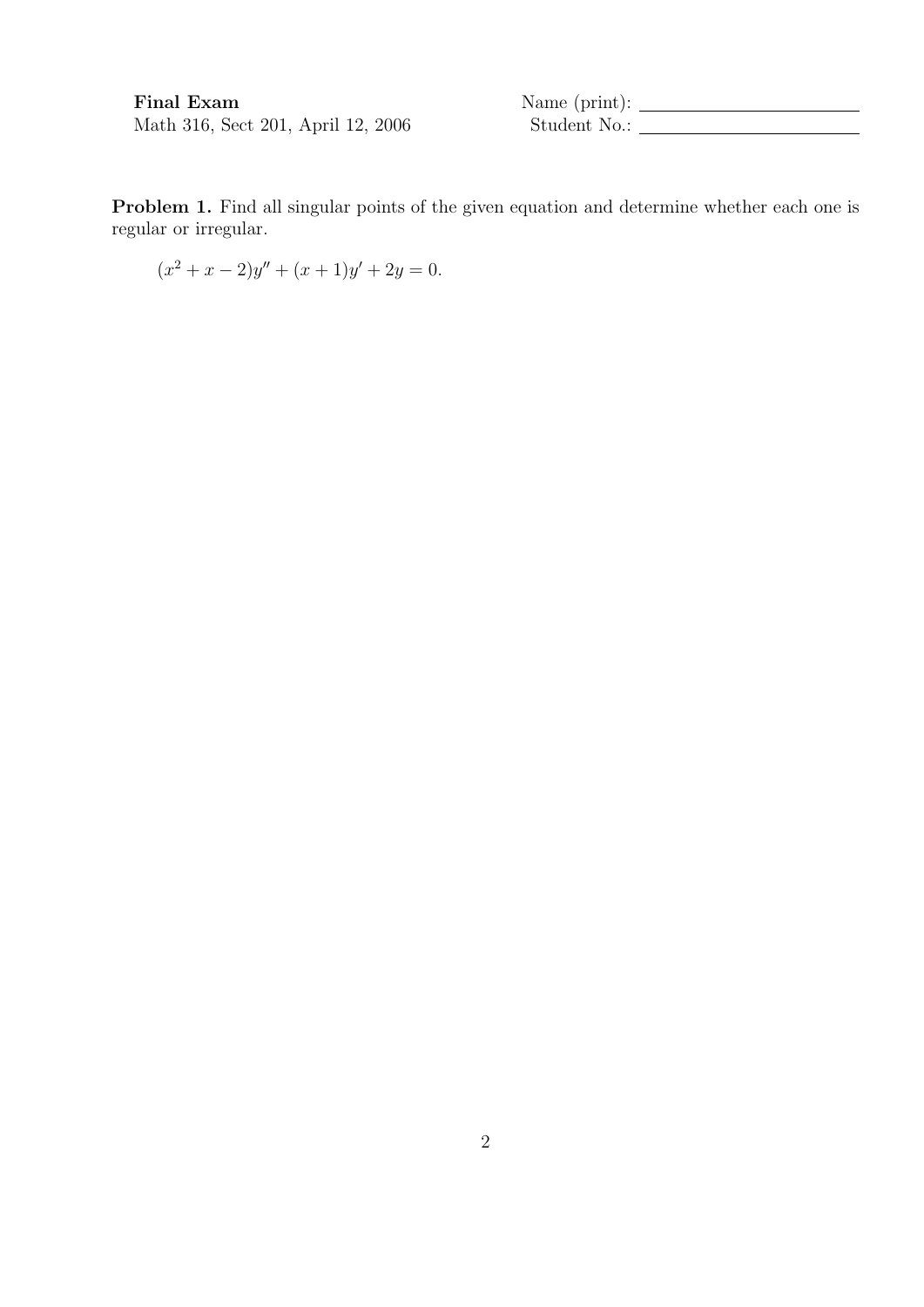**Final Exam**
Math 316, Sect 201, April 12, 2006

Name (print): \_\_\_\_\_\_\_\_\_\_\_\_\_\_\_\_\_\_\_\_
Student No.: \_\_\_\_\_\_\_\_\_\_\_\_\_\_\_\_\_\_\_\_

**Problem 1.** Find all singular points of the given equation and determine whether each one is regular or irregular.

$$(x^2 + x - 2)y'' + (x + 1)y' + 2y = 0.$$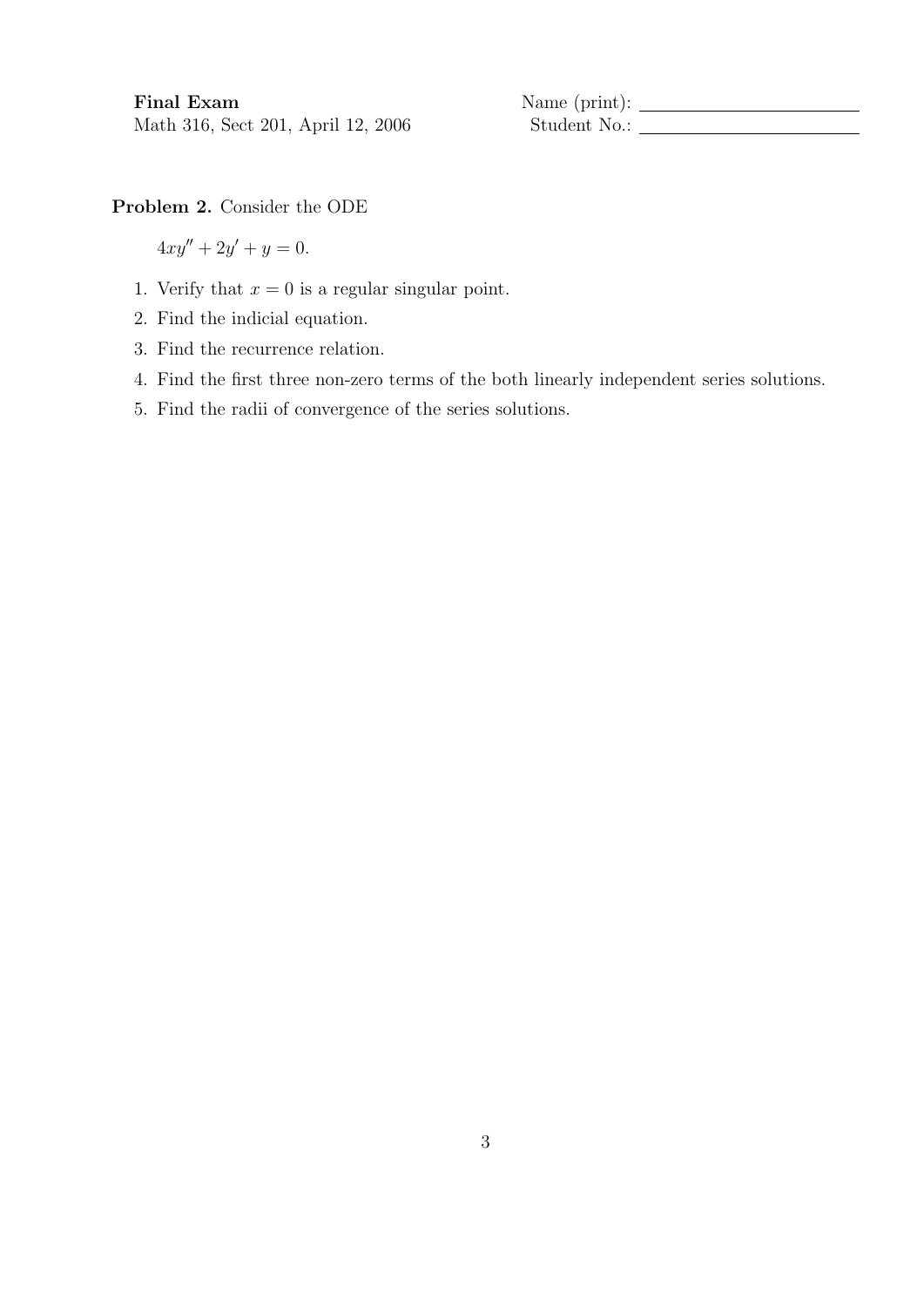**Final Exam**
Math 316, Sect 201, April 12, 2006

Name (print): ______________________
Student No.: ______________________

**Problem 2.** Consider the ODE

$$4xy'' + 2y' + y = 0.$$

1. Verify that $x = 0$ is a regular singular point.
2. Find the indicial equation.
3. Find the recurrence relation.
4. Find the first three non-zero terms of the both linearly independent series solutions.
5. Find the radii of convergence of the series solutions.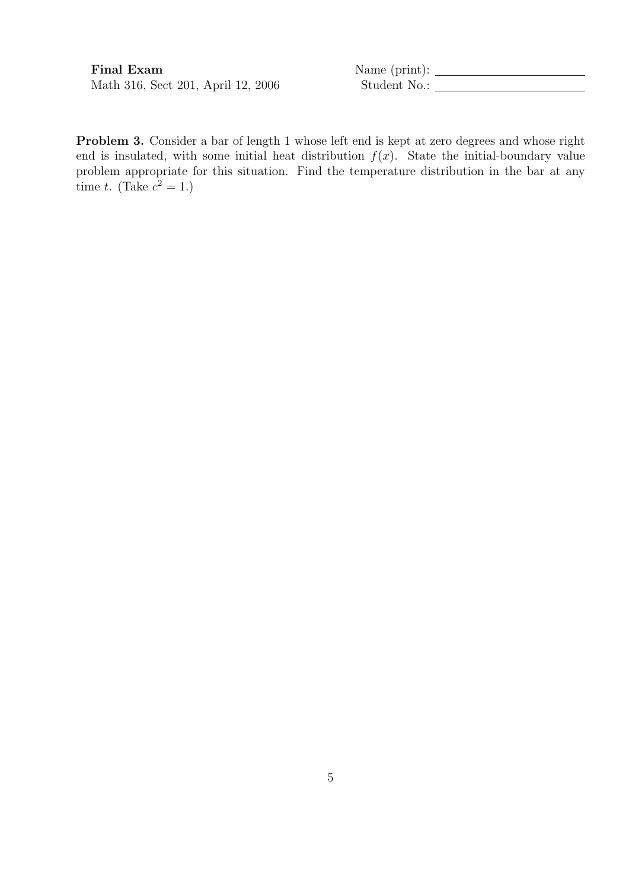**Final Exam**
Math 316, Sect 201, April 12, 2006

Name (print): ______________________
Student No.: ______________________

**Problem 3.** Consider a bar of length 1 whose left end is kept at zero degrees and whose right end is insulated, with some initial heat distribution $f(x)$. State the initial-boundary value problem appropriate for this situation. Find the temperature distribution in the bar at any time $t$. (Take $c^2 = 1$.)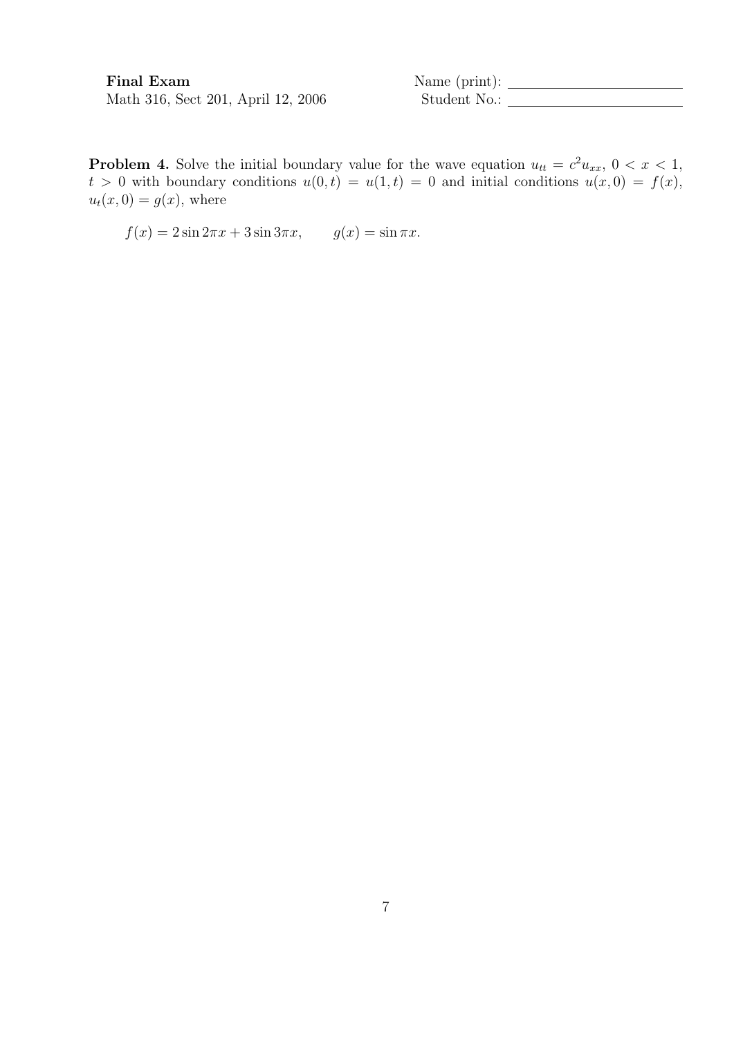**Final Exam**
Math 316, Sect 201, April 12, 2006

Name (print): \_\_\_\_\_\_\_\_\_\_\_\_\_\_\_\_\_\_\_\_\_\_\_\_
Student No.: \_\_\_\_\_\_\_\_\_\_\_\_\_\_\_\_\_\_\_\_\_\_\_\_

**Problem 4.** Solve the initial boundary value for the wave equation $u_{tt} = c^2 u_{xx}$, $0 < x < 1$, $t > 0$ with boundary conditions $u(0,t) = u(1,t) = 0$ and initial conditions $u(x,0) = f(x)$, $u_t(x,0) = g(x)$, where

$$f(x) = 2\sin 2\pi x + 3\sin 3\pi x, \qquad g(x) = \sin \pi x.$$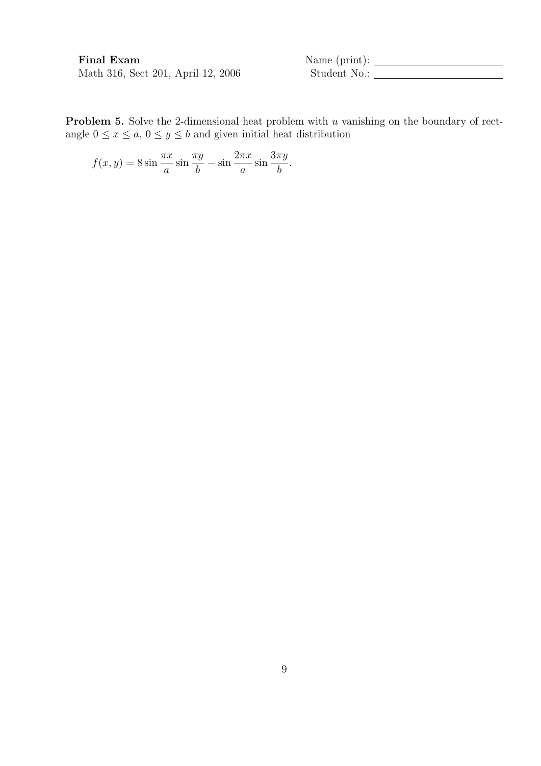**Final Exam**
Math 316, Sect 201, April 12, 2006

Name (print): ______________________
Student No.: ______________________

**Problem 5.** Solve the 2-dimensional heat problem with $u$ vanishing on the boundary of rectangle $0 \leq x \leq a$, $0 \leq y \leq b$ and given initial heat distribution

$$f(x, y) = 8 \sin \frac{\pi x}{a} \sin \frac{\pi y}{b} - \sin \frac{2\pi x}{a} \sin \frac{3\pi y}{b}.$$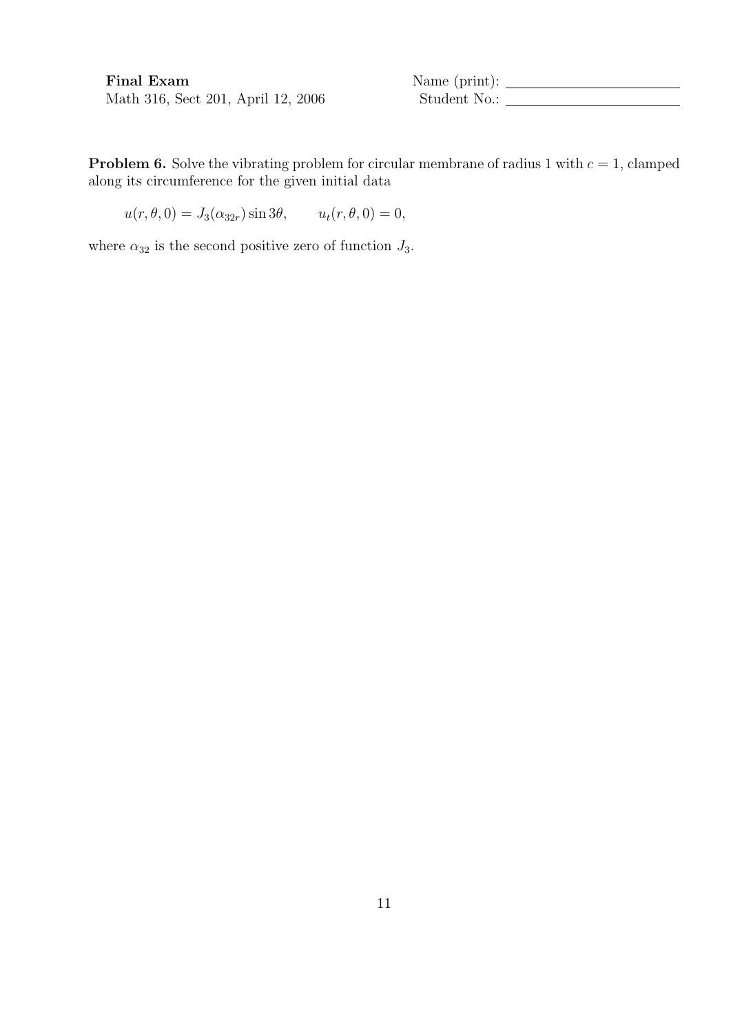**Final Exam**
Math 316, Sect 201, April 12, 2006

Name (print): \_\_\_\_\_\_\_\_\_\_\_\_\_\_\_\_\_\_\_\_
Student No.: \_\_\_\_\_\_\_\_\_\_\_\_\_\_\_\_\_\_\_\_

**Problem 6.** Solve the vibrating problem for circular membrane of radius 1 with $c = 1$, clamped along its circumference for the given initial data

$$u(r, \theta, 0) = J_3(\alpha_{32r}) \sin 3\theta, \qquad u_t(r, \theta, 0) = 0,$$

where $\alpha_{32}$ is the second positive zero of function $J_3$.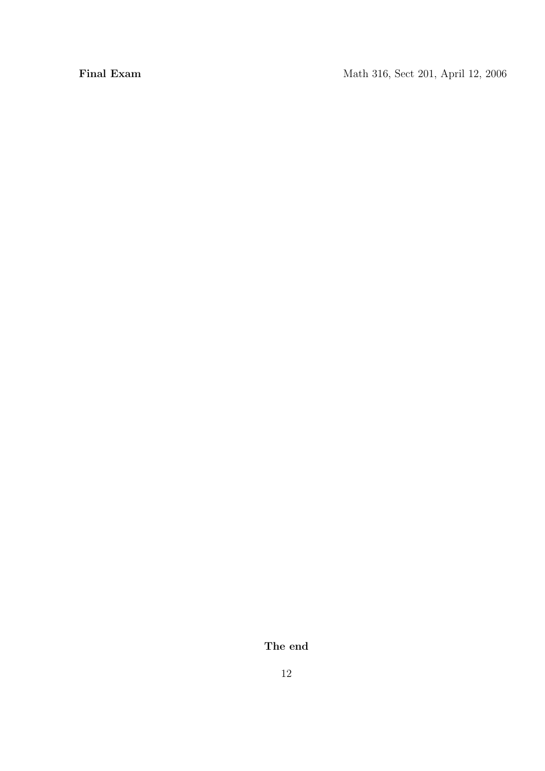**The end**